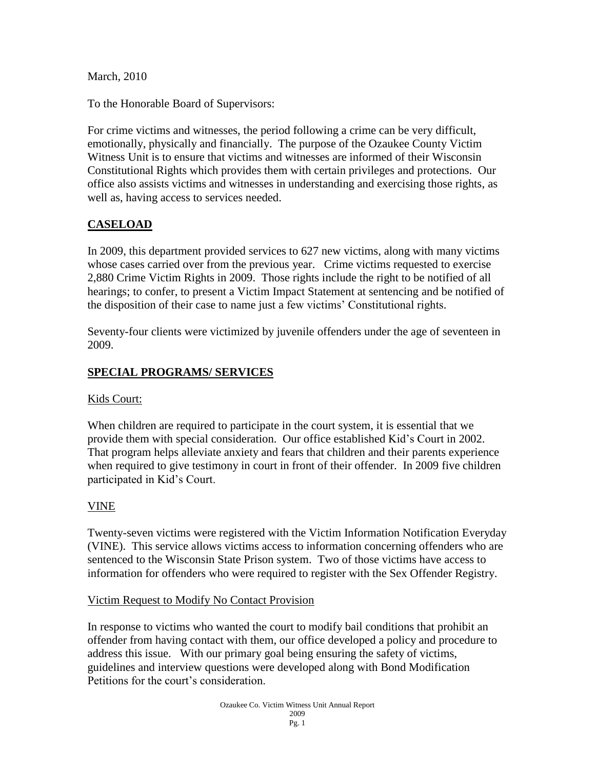March, 2010

To the Honorable Board of Supervisors:

For crime victims and witnesses, the period following a crime can be very difficult, emotionally, physically and financially. The purpose of the Ozaukee County Victim Witness Unit is to ensure that victims and witnesses are informed of their Wisconsin Constitutional Rights which provides them with certain privileges and protections. Our office also assists victims and witnesses in understanding and exercising those rights, as well as, having access to services needed.

## CASELOAD

In 2009, this department provided services to 627 new victims, along with many victims whose cases carried over from the previous year. Crime victims requested to exercise 2,880 Crime Victim Rights in 2009. Those rights include the right to be notified of all hearings; to confer, to present a Victim Impact Statement at sentencing and be notified of the disposition of their case to name just a few victims' Constitutional rights.

Seventy-four clients were victimized by juvenile offenders under the age of seventeen in 2009.

## SPECIAL PROGRAMS/ SERVICES

### Kids Court:

When children are required to participate in the court system, it is essential that we provide them with special consideration. Our office established Kid's Court in 2002. That program helps alleviate anxiety and fears that children and their parents experience when required to give testimony in court in front of their offender. In 2009 five children participated in Kid's Court.

### VINE

Twenty-seven victims were registered with the Victim Information Notification Everyday (VINE). This service allows victims access to information concerning offenders who are sentenced to the Wisconsin State Prison system. Two of those victims have access to information for offenders who were required to register with the Sex Offender Registry.

### Victim Request to Modify No Contact Provision

In response to victims who wanted the court to modify bail conditions that prohibit an offender from having contact with them, our office developed a policy and procedure to address this issue. With our primary goal being ensuring the safety of victims, guidelines and interview questions were developed along with Bond Modification Petitions for the court's consideration.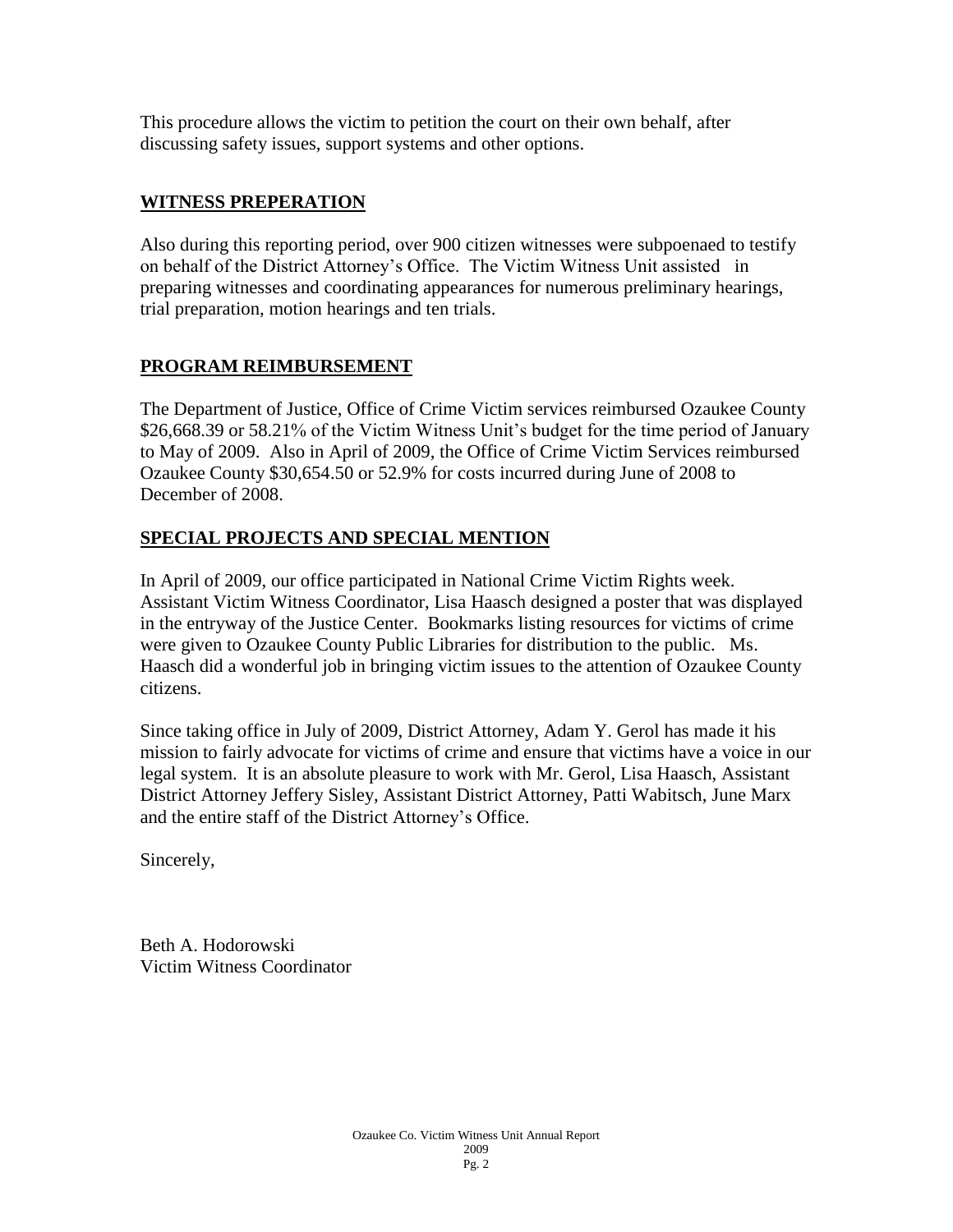This procedure allows the victim to petition the court on their own behalf, after discussing safety issues, support systems and other options.

## **WITNESS PREPERATION**

Also during this reporting period, over 900 citizen witnesses were subpoenaed to testify on behalf of the District Attorney's Office. The Victim Witness Unit assisted in preparing witnesses and coordinating appearances for numerous preliminary hearings, trial preparation, motion hearings and ten trials.

## **PROGRAM REIMBURSEMENT**

The Department of Justice, Office of Crime Victim services reimbursed Ozaukee County $26,668.39 or 58.21% of the Victim Witness Unit's budget for the time period of January to May of 2009. Also in April of 2009, the Office of Crime Victim Services reimbursed Ozaukee County $30,654.50 or 52.9% for costs incurred during June of 2008 to December of 2008.

## **SPECIAL PROJECTS AND SPECIAL MENTION**

In April of 2009, our office participated in National Crime Victim Rights week. Assistant Victim Witness Coordinator, Lisa Haasch designed a poster that was displayed in the entryway of the Justice Center. Bookmarks listing resources for victims of crime were given to Ozaukee County Public Libraries for distribution to the public. Ms. Haasch did a wonderful job in bringing victim issues to the attention of Ozaukee County citizens.

Since taking office in July of 2009, District Attorney, Adam Y. Gerol has made it his mission to fairly advocate for victims of crime and ensure that victims have a voice in our legal system. It is an absolute pleasure to work with Mr. Gerol, Lisa Haasch, Assistant District Attorney Jeffery Sisley, Assistant District Attorney, Patti Wabitsch, June Marx and the entire staff of the District Attorney's Office.

Sincerely,

Beth A. Hodorowski
Victim Witness Coordinator